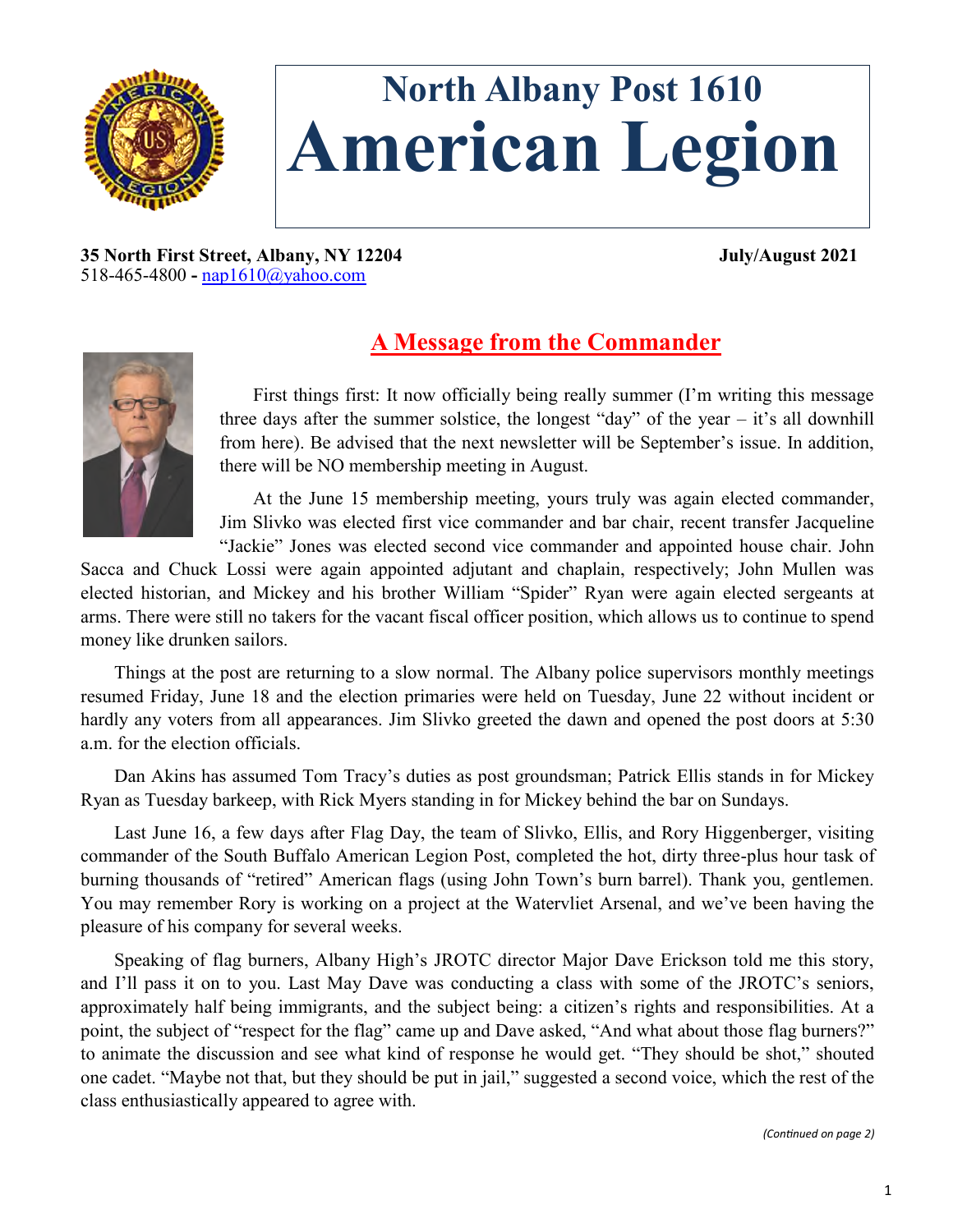# North Albany Post 1610
# American Legion

**35 North First Street, Albany, NY 12204** **July/August 2021**
518-465-4800 **-** nap1610@yahoo.com

## A Message from the Commander

First things first: It now officially being really summer (I'm writing this message three days after the summer solstice, the longest "day" of the year – it's all downhill from here). Be advised that the next newsletter will be September's issue. In addition, there will be NO membership meeting in August.

At the June 15 membership meeting, yours truly was again elected commander, Jim Slivko was elected first vice commander and bar chair, recent transfer Jacqueline "Jackie" Jones was elected second vice commander and appointed house chair. John Sacca and Chuck Lossi were again appointed adjutant and chaplain, respectively; John Mullen was elected historian, and Mickey and his brother William "Spider" Ryan were again elected sergeants at arms. There were still no takers for the vacant fiscal officer position, which allows us to continue to spend money like drunken sailors.

Things at the post are returning to a slow normal. The Albany police supervisors monthly meetings resumed Friday, June 18 and the election primaries were held on Tuesday, June 22 without incident or hardly any voters from all appearances. Jim Slivko greeted the dawn and opened the post doors at 5:30 a.m. for the election officials.

Dan Akins has assumed Tom Tracy's duties as post groundsman; Patrick Ellis stands in for Mickey Ryan as Tuesday barkeep, with Rick Myers standing in for Mickey behind the bar on Sundays.

Last June 16, a few days after Flag Day, the team of Slivko, Ellis, and Rory Higgenberger, visiting commander of the South Buffalo American Legion Post, completed the hot, dirty three-plus hour task of burning thousands of "retired" American flags (using John Town's burn barrel). Thank you, gentlemen. You may remember Rory is working on a project at the Watervliet Arsenal, and we've been having the pleasure of his company for several weeks.

Speaking of flag burners, Albany High's JROTC director Major Dave Erickson told me this story, and I'll pass it on to you. Last May Dave was conducting a class with some of the JROTC's seniors, approximately half being immigrants, and the subject being: a citizen's rights and responsibilities. At a point, the subject of "respect for the flag" came up and Dave asked, "And what about those flag burners?" to animate the discussion and see what kind of response he would get. "They should be shot," shouted one cadet. "Maybe not that, but they should be put in jail," suggested a second voice, which the rest of the class enthusiastically appeared to agree with.

*(Continued on page 2)*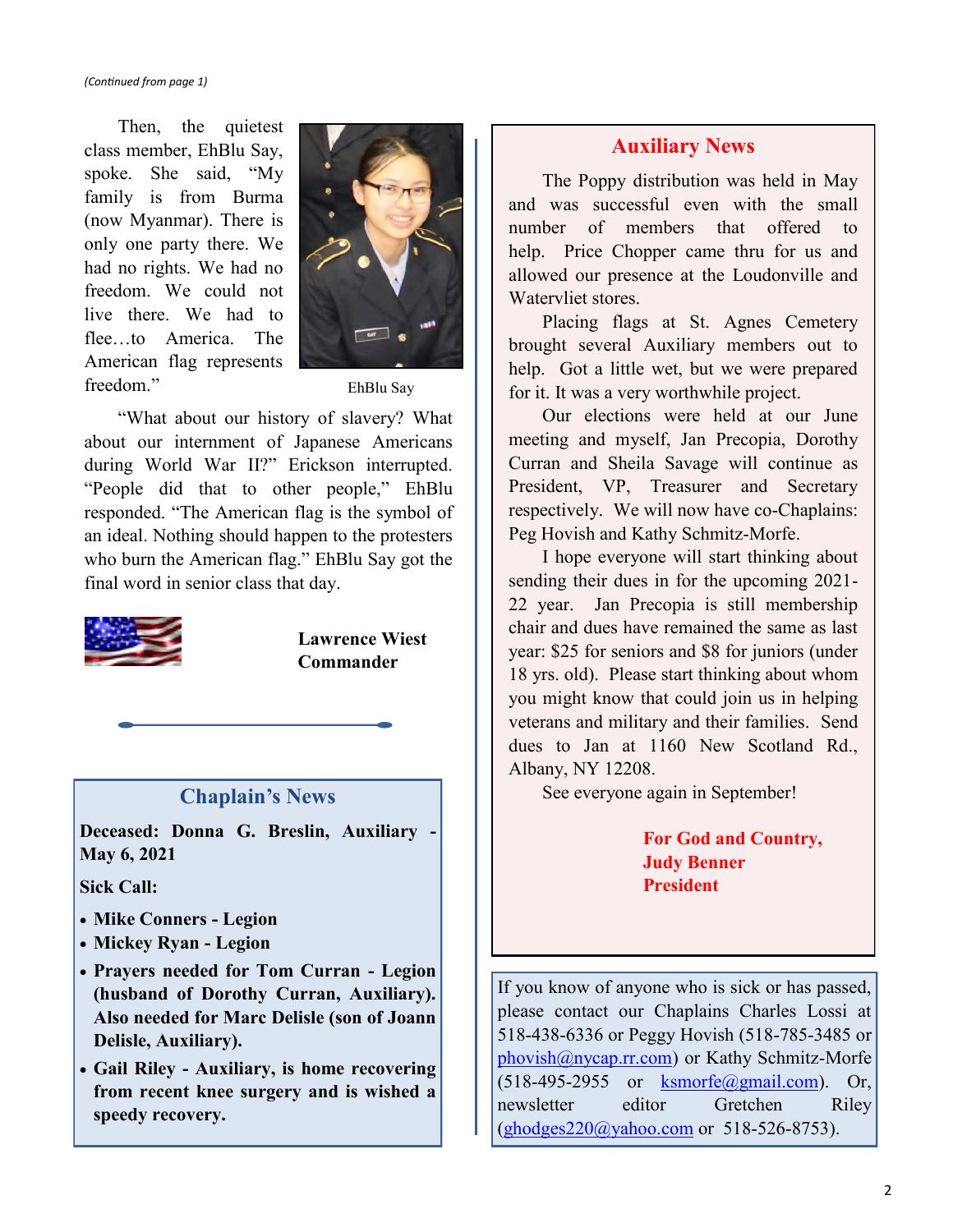*(Continued from page 1)*

Then, the quietest class member, EhBlu Say, spoke. She said, "My family is from Burma (now Myanmar). There is only one party there. We had no rights. We had no freedom. We could not live there. We had to flee…to America. The American flag represents freedom."

EhBlu Say

"What about our history of slavery? What about our internment of Japanese Americans during World War II?" Erickson interrupted. "People did that to other people," EhBlu responded. "The American flag is the symbol of an ideal. Nothing should happen to the protesters who burn the American flag." EhBlu Say got the final word in senior class that day.

**Lawrence Wiest**
**Commander**

## Chaplain's News

**Deceased: Donna G. Breslin, Auxiliary - May 6, 2021**

**Sick Call:**

- **Mike Conners - Legion**
- **Mickey Ryan - Legion**
- **Prayers needed for Tom Curran - Legion (husband of Dorothy Curran, Auxiliary). Also needed for Marc Delisle (son of Joann Delisle, Auxiliary).**
- **Gail Riley - Auxiliary, is home recovering from recent knee surgery and is wished a speedy recovery.**

## Auxiliary News

The Poppy distribution was held in May and was successful even with the small number of members that offered to help. Price Chopper came thru for us and allowed our presence at the Loudonville and Watervliet stores.

Placing flags at St. Agnes Cemetery brought several Auxiliary members out to help. Got a little wet, but we were prepared for it. It was a very worthwhile project.

Our elections were held at our June meeting and myself, Jan Precopia, Dorothy Curran and Sheila Savage will continue as President, VP, Treasurer and Secretary respectively. We will now have co-Chaplains: Peg Hovish and Kathy Schmitz-Morfe.

I hope everyone will start thinking about sending their dues in for the upcoming 2021-22 year. Jan Precopia is still membership chair and dues have remained the same as last year: $25 for seniors and $8 for juniors (under 18 yrs. old). Please start thinking about whom you might know that could join us in helping veterans and military and their families. Send dues to Jan at 1160 New Scotland Rd., Albany, NY 12208.

See everyone again in September!

**For God and Country,**
**Judy Benner**
**President**

If you know of anyone who is sick or has passed, please contact our Chaplains Charles Lossi at 518-438-6336 or Peggy Hovish (518-785-3485 or phovish@nycap.rr.com) or Kathy Schmitz-Morfe (518-495-2955 or ksmorfe@gmail.com). Or, newsletter editor Gretchen Riley (ghodges220@yahoo.com or 518-526-8753).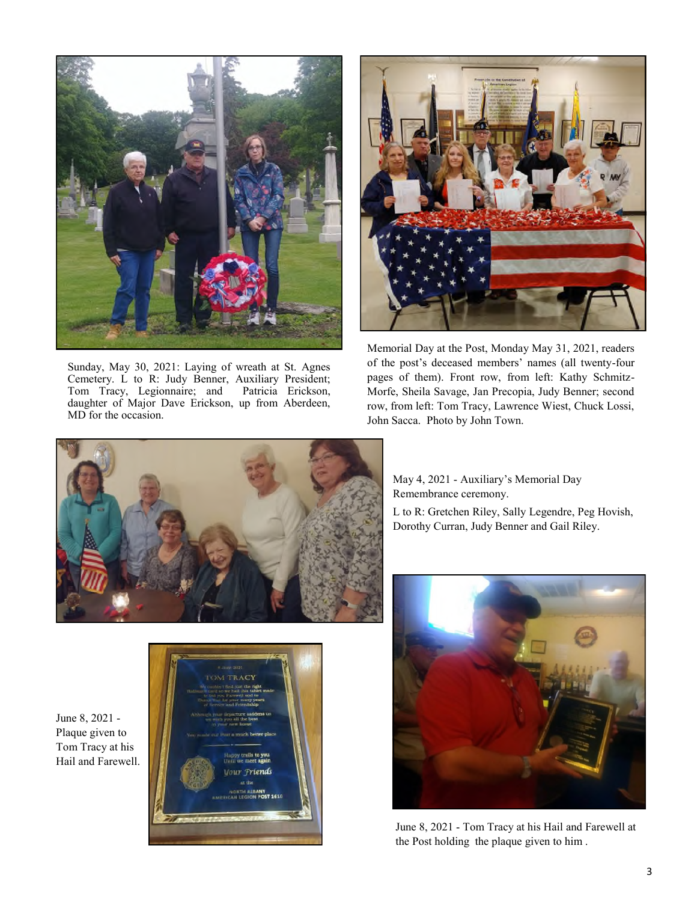Sunday, May 30, 2021: Laying of wreath at St. Agnes Cemetery. L to R: Judy Benner, Auxiliary President; Tom Tracy, Legionnaire; and Patricia Erickson, daughter of Major Dave Erickson, up from Aberdeen, MD for the occasion.

Memorial Day at the Post, Monday May 31, 2021, readers of the post's deceased members' names (all twenty-four pages of them). Front row, from left: Kathy Schmitz-Morfe, Sheila Savage, Jan Precopia, Judy Benner; second row, from left: Tom Tracy, Lawrence Wiest, Chuck Lossi, John Sacca. Photo by John Town.

May 4, 2021 - Auxiliary's Memorial Day Remembrance ceremony.

L to R: Gretchen Riley, Sally Legendre, Peg Hovish, Dorothy Curran, Judy Benner and Gail Riley.

June 8, 2021 - Plaque given to Tom Tracy at his Hail and Farewell.

June 8, 2021 - Tom Tracy at his Hail and Farewell at the Post holding the plaque given to him .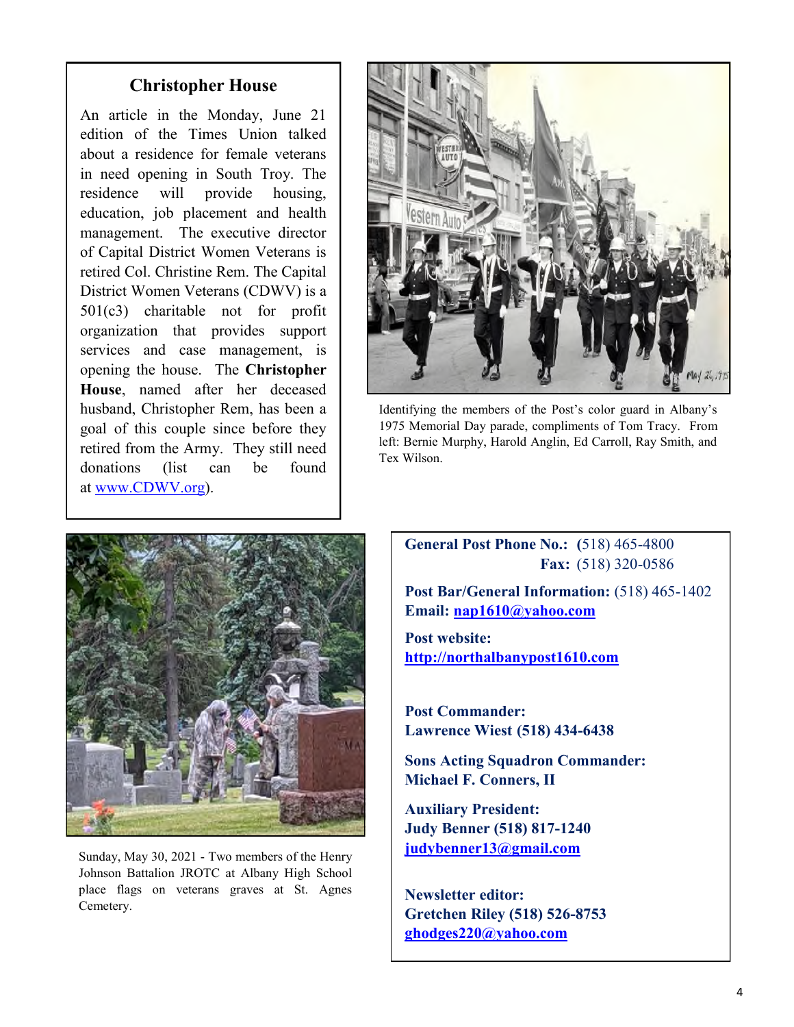## Christopher House

An article in the Monday, June 21 edition of the Times Union talked about a residence for female veterans in need opening in South Troy. The residence will provide housing, education, job placement and health management. The executive director of Capital District Women Veterans is retired Col. Christine Rem. The Capital District Women Veterans (CDWV) is a 501(c3) charitable not for profit organization that provides support services and case management, is opening the house. The **Christopher House**, named after her deceased husband, Christopher Rem, has been a goal of this couple since before they retired from the Army. They still need donations (list can be found at [www.CDWV.org](http://www.CDWV.org)).

Identifying the members of the Post's color guard in Albany's 1975 Memorial Day parade, compliments of Tom Tracy. From left: Bernie Murphy, Harold Anglin, Ed Carroll, Ray Smith, and Tex Wilson.

Sunday, May 30, 2021 - Two members of the Henry Johnson Battalion JROTC at Albany High School place flags on veterans graves at St. Agnes Cemetery.

**General Post Phone No.: (**518) 465-4800
**Fax:** (518) 320-0586

**Post Bar/General Information:** (518) 465-1402
**Email: [nap1610@yahoo.com](mailto:nap1610@yahoo.com)**

**Post website:**
**[http://northalbanypost1610.com](http://northalbanypost1610.com)**

**Post Commander:**
**Lawrence Wiest (518) 434-6438**

**Sons Acting Squadron Commander:**
**Michael F. Conners, II**

**Auxiliary President:**
**Judy Benner (518) 817-1240**
**[judybenner13@gmail.com](mailto:judybenner13@gmail.com)**

**Newsletter editor:**
**Gretchen Riley (518) 526-8753**
**[ghodges220@yahoo.com](mailto:ghodges220@yahoo.com)**